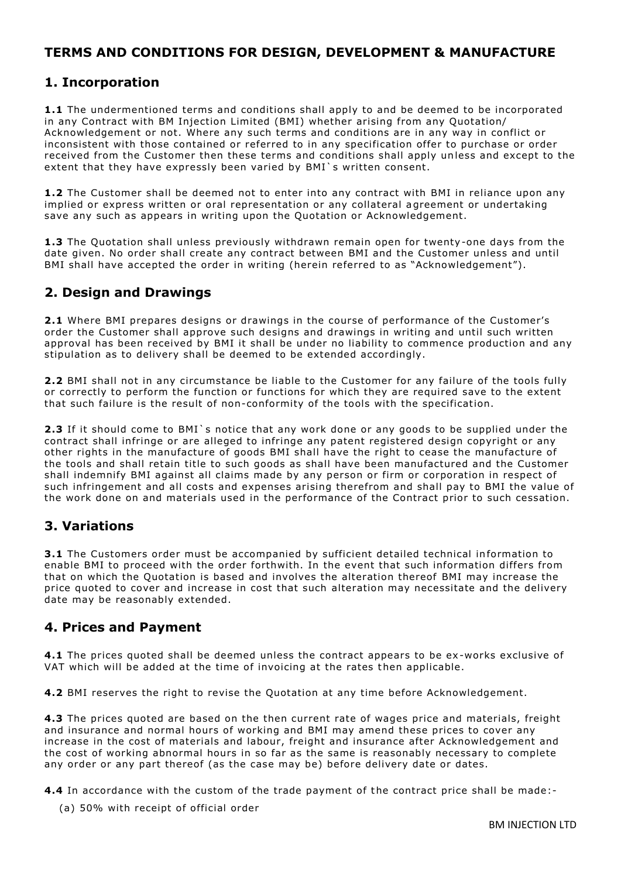## TERMS AND CONDITIONS FOR DESIGN, DEVELOPMENT & MANUFACTURE

## 1. Incorporation

**1.1** The undermentioned terms and conditions shall apply to and be deemed to be incorporated in any Contract with BM Injection Limited (BMI) whether arising from any Quotation/ Acknowledgement or not. Where any such terms and conditions are in any way in conflict or inconsistent with those contained or referred to in any specification offer to purchase or order received from the Customer then these terms and conditions shall apply unless and except to the extent that they have expressly been varied by BMI`s written consent.

**1.2** The Customer shall be deemed not to enter into any contract with BMI in reliance upon any implied or express written or oral representation or any collateral agreement or undertaking save any such as appears in writing upon the Quotation or Acknowledgement.

**1.3** The Quotation shall unless previously withdrawn remain open for twenty-one days from the date given. No order shall create any contract between BMI and the Customer unless and until BMI shall have accepted the order in writing (herein referred to as "Acknowledgement").

## 2. Design and Drawings

**2.1** Where BMI prepares designs or drawings in the course of performance of the Customer's order the Customer shall approve such designs and drawings in writing and until such written approval has been received by BMI it shall be under no liability to commence production and any stipulation as to delivery shall be deemed to be extended accordingly.

**2.2** BMI shall not in any circumstance be liable to the Customer for any failure of the tools fully or correctly to perform the function or functions for which they are required save to the extent that such failure is the result of non-conformity of the tools with the specification.

**2.3** If it should come to BMI`s notice that any work done or any goods to be supplied under the contract shall infringe or are alleged to infringe any patent registered design copyright or any other rights in the manufacture of goods BMI shall have the right to cease the manufacture of the tools and shall retain title to such goods as shall have been manufactured and the Customer shall indemnify BMI against all claims made by any person or firm or corporation in respect of such infringement and all costs and expenses arising therefrom and shall pay to BMI the value of the work done on and materials used in the performance of the Contract prior to such cessation.

## 3. Variations

**3.1** The Customers order must be accompanied by sufficient detailed technical information to enable BMI to proceed with the order forthwith. In the event that such information differs from that on which the Quotation is based and involves the alteration thereof BMI may increase the price quoted to cover and increase in cost that such alteration may necessitate and the delivery date may be reasonably extended.

## 4. Prices and Payment

**4.1** The prices quoted shall be deemed unless the contract appears to be ex-works exclusive of VAT which will be added at the time of invoicing at the rates then applicable.

**4.2** BMI reserves the right to revise the Quotation at any time before Acknowledgement.

**4.3** The prices quoted are based on the then current rate of wages price and materials, freight and insurance and normal hours of working and BMI may amend these prices to cover any increase in the cost of materials and labour, freight and insurance after Acknowledgement and the cost of working abnormal hours in so far as the same is reasonably necessary to complete any order or any part thereof (as the case may be) before delivery date or dates.

**4.4** In accordance with the custom of the trade payment of the contract price shall be made:-

(a) 50% with receipt of official order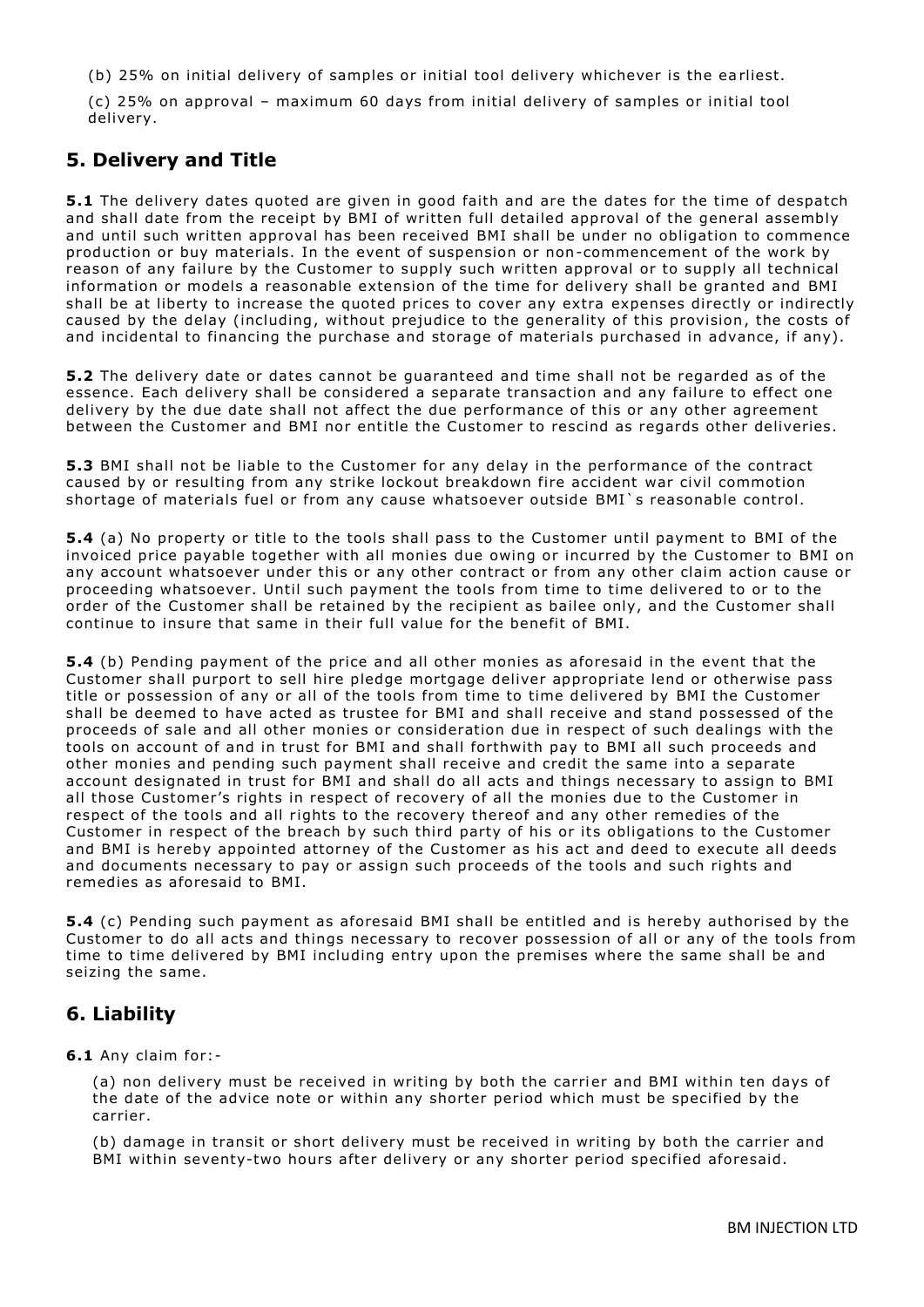(b) 25% on initial delivery of samples or initial tool delivery whichever is the earliest.

(c) 25% on approval – maximum 60 days from initial delivery of samples or initial tool delivery.

## 5. Delivery and Title

**5.1** The delivery dates quoted are given in good faith and are the dates for the time of despatch and shall date from the receipt by BMI of written full detailed approval of the general assembly and until such written approval has been received BMI shall be under no obligation to commence production or buy materials. In the event of suspension or non-commencement of the work by reason of any failure by the Customer to supply such written approval or to supply all technical information or models a reasonable extension of the time for delivery shall be granted and BMI shall be at liberty to increase the quoted prices to cover any extra expenses directly or indirectly caused by the delay (including, without prejudice to the generality of this provision, the costs of and incidental to financing the purchase and storage of materials purchased in advance, if any).

**5.2** The delivery date or dates cannot be guaranteed and time shall not be regarded as of the essence. Each delivery shall be considered a separate transaction and any failure to effect one delivery by the due date shall not affect the due performance of this or any other agreement between the Customer and BMI nor entitle the Customer to rescind as regards other deliveries.

**5.3** BMI shall not be liable to the Customer for any delay in the performance of the contract caused by or resulting from any strike lockout breakdown fire accident war civil commotion shortage of materials fuel or from any cause whatsoever outside BMI`s reasonable control.

**5.4** (a) No property or title to the tools shall pass to the Customer until payment to BMI of the invoiced price payable together with all monies due owing or incurred by the Customer to BMI on any account whatsoever under this or any other contract or from any other claim action cause or proceeding whatsoever. Until such payment the tools from time to time delivered to or to the order of the Customer shall be retained by the recipient as bailee only, and the Customer shall continue to insure that same in their full value for the benefit of BMI.

**5.4** (b) Pending payment of the price and all other monies as aforesaid in the event that the Customer shall purport to sell hire pledge mortgage deliver appropriate lend or otherwise pass title or possession of any or all of the tools from time to time delivered by BMI the Customer shall be deemed to have acted as trustee for BMI and shall receive and stand possessed of the proceeds of sale and all other monies or consideration due in respect of such dealings with the tools on account of and in trust for BMI and shall forthwith pay to BMI all such proceeds and other monies and pending such payment shall receive and credit the same into a separate account designated in trust for BMI and shall do all acts and things necessary to assign to BMI all those Customer's rights in respect of recovery of all the monies due to the Customer in respect of the tools and all rights to the recovery thereof and any other remedies of the Customer in respect of the breach by such third party of his or its obligations to the Customer and BMI is hereby appointed attorney of the Customer as his act and deed to execute all deeds and documents necessary to pay or assign such proceeds of the tools and such rights and remedies as aforesaid to BMI.

**5.4** (c) Pending such payment as aforesaid BMI shall be entitled and is hereby authorised by the Customer to do all acts and things necessary to recover possession of all or any of the tools from time to time delivered by BMI including entry upon the premises where the same shall be and seizing the same.

## 6. Liability

**6.1** Any claim for:-

(a) non delivery must be received in writing by both the carrier and BMI within ten days of the date of the advice note or within any shorter period which must be specified by the carrier.

(b) damage in transit or short delivery must be received in writing by both the carrier and BMI within seventy-two hours after delivery or any shorter period specified aforesaid.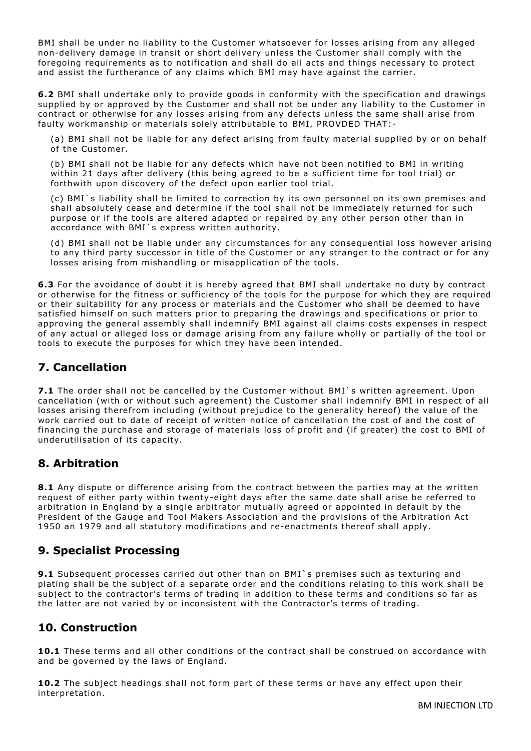BMI shall be under no liability to the Customer whatsoever for losses arising from any alleged non-delivery damage in transit or short delivery unless the Customer shall comply with the foregoing requirements as to notification and shall do all acts and things necessary to protect and assist the furtherance of any claims which BMI may have against the carrier.

**6.2** BMI shall undertake only to provide goods in conformity with the specification and drawings supplied by or approved by the Customer and shall not be under any liability to the Customer in contract or otherwise for any losses arising from any defects unless the same shall arise from faulty workmanship or materials solely attributable to BMI, PROVDED THAT:-

(a) BMI shall not be liable for any defect arising from faulty material supplied by or on behalf of the Customer.

(b) BMI shall not be liable for any defects which have not been notified to BMI in writing within 21 days after delivery (this being agreed to be a sufficient time for tool trial) or forthwith upon discovery of the defect upon earlier tool trial.

(c) BMI`s liability shall be limited to correction by its own personnel on its own premises and shall absolutely cease and determine if the tool shall not be immediately returned for such purpose or if the tools are altered adapted or repaired by any other person other than in accordance with BMI`s express written authority.

(d) BMI shall not be liable under any circumstances for any consequential loss however arising to any third party successor in title of the Customer or any stranger to the contract or for any losses arising from mishandling or misapplication of the tools.

**6.3** For the avoidance of doubt it is hereby agreed that BMI shall undertake no duty by contract or otherwise for the fitness or sufficiency of the tools for the purpose for which they are required or their suitability for any process or materials and the Customer who shall be deemed to have satisfied himself on such matters prior to preparing the drawings and specifications or prior to approving the general assembly shall indemnify BMI against all claims costs expenses in respect of any actual or alleged loss or damage arising from any failure wholly or partially of the tool or tools to execute the purposes for which they have been intended.

## 7. Cancellation

**7.1** The order shall not be cancelled by the Customer without BMI`s written agreement. Upon cancellation (with or without such agreement) the Customer shall indemnify BMI in respect of all losses arising therefrom including (without prejudice to the generality hereof) the value of the work carried out to date of receipt of written notice of cancellation the cost of and the cost of financing the purchase and storage of materials loss of profit and (if greater) the cost to BMI of underutilisation of its capacity.

## 8. Arbitration

**8.1** Any dispute or difference arising from the contract between the parties may at the written request of either party within twenty-eight days after the same date shall arise be referred to arbitration in England by a single arbitrator mutually agreed or appointed in default by the President of the Gauge and Tool Makers Association and the provisions of the Arbitration Act 1950 an 1979 and all statutory modifications and re-enactments thereof shall apply.

## 9. Specialist Processing

**9.1** Subsequent processes carried out other than on BMI`s premises such as texturing and plating shall be the subject of a separate order and the conditions relating to this work shall be subject to the contractor's terms of trading in addition to these terms and conditions so far as the latter are not varied by or inconsistent with the Contractor's terms of trading.

## 10. Construction

**10.1** These terms and all other conditions of the contract shall be construed on accordance with and be governed by the laws of England.

**10.2** The subject headings shall not form part of these terms or have any effect upon their interpretation.